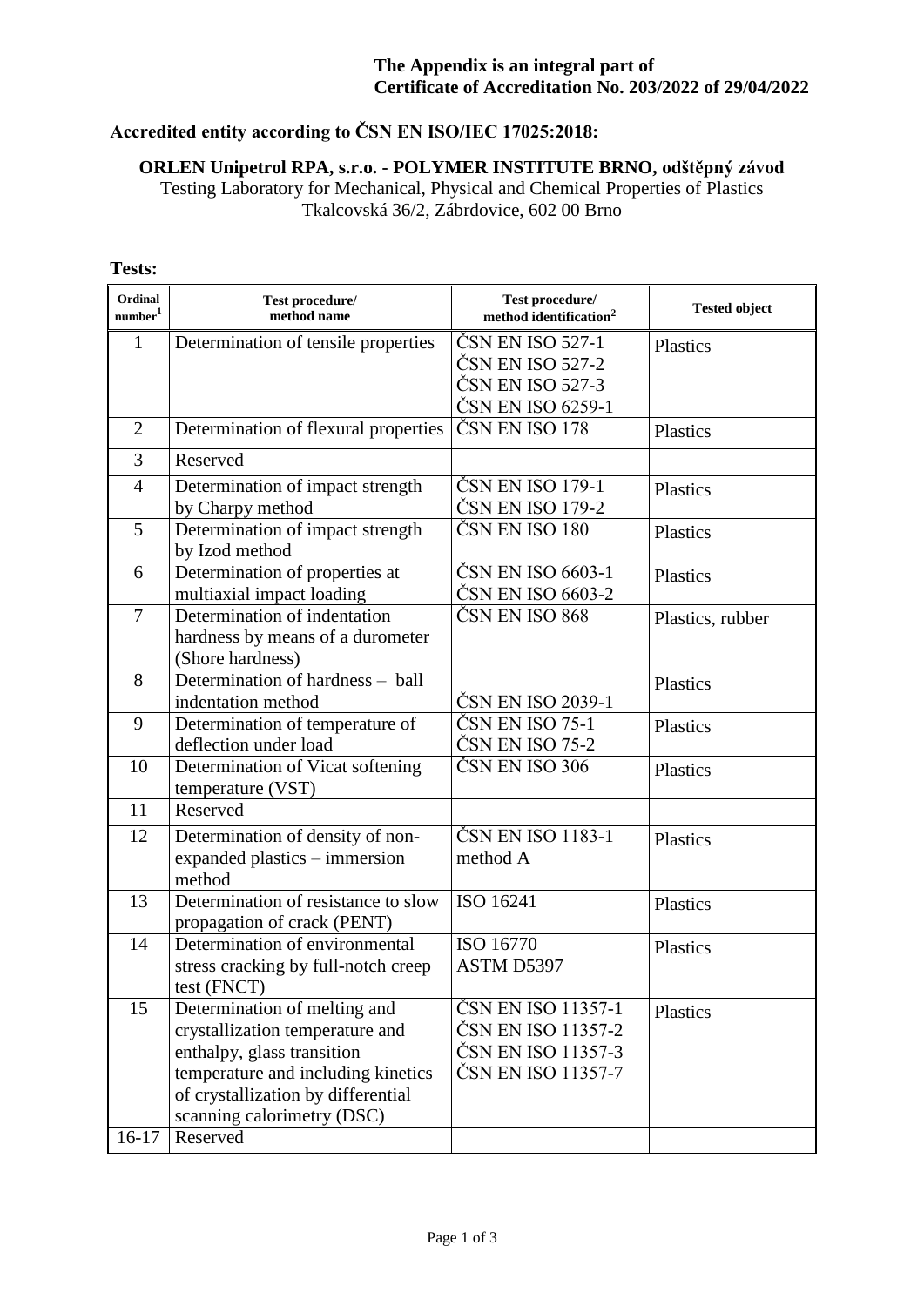**The Appendix is an integral part of**
**Certificate of Accreditation No. 203/2022 of 29/04/2022**

**Accredited entity according to ČSN EN ISO/IEC 17025:2018:**

**ORLEN Unipetrol RPA, s.r.o. - POLYMER INSTITUTE BRNO, odštěpný závod**
Testing Laboratory for Mechanical, Physical and Chemical Properties of Plastics
Tkalcovská 36/2, Zábrdovice, 602 00 Brno

**Tests:**

| Ordinal number[1] | Test procedure/ method name | Test procedure/ method identification[2] | Tested object |
|---|---|---|---|
| 1 | Determination of tensile properties | ČSN EN ISO 527-1<br>ČSN EN ISO 527-2<br>ČSN EN ISO 527-3<br>ČSN EN ISO 6259-1 | Plastics |
| 2 | Determination of flexural properties | ČSN EN ISO 178 | Plastics |
| 3 | Reserved | | |
| 4 | Determination of impact strength by Charpy method | ČSN EN ISO 179-1<br>ČSN EN ISO 179-2 | Plastics |
| 5 | Determination of impact strength by Izod method | ČSN EN ISO 180 | Plastics |
| 6 | Determination of properties at multiaxial impact loading | ČSN EN ISO 6603-1<br>ČSN EN ISO 6603-2 | Plastics |
| 7 | Determination of indentation hardness by means of a durometer (Shore hardness) | ČSN EN ISO 868 | Plastics, rubber |
| 8 | Determination of hardness – ball indentation method | ČSN EN ISO 2039-1 | Plastics |
| 9 | Determination of temperature of deflection under load | ČSN EN ISO 75-1<br>ČSN EN ISO 75-2 | Plastics |
| 10 | Determination of Vicat softening temperature (VST) | ČSN EN ISO 306 | Plastics |
| 11 | Reserved | | |
| 12 | Determination of density of non-expanded plastics – immersion method | ČSN EN ISO 1183-1 method A | Plastics |
| 13 | Determination of resistance to slow propagation of crack (PENT) | ISO 16241 | Plastics |
| 14 | Determination of environmental stress cracking by full-notch creep test (FNCT) | ISO 16770<br>ASTM D5397 | Plastics |
| 15 | Determination of melting and crystallization temperature and enthalpy, glass transition temperature and including kinetics of crystallization by differential scanning calorimetry (DSC) | ČSN EN ISO 11357-1<br>ČSN EN ISO 11357-2<br>ČSN EN ISO 11357-3<br>ČSN EN ISO 11357-7 | Plastics |
| 16-17 | Reserved | | |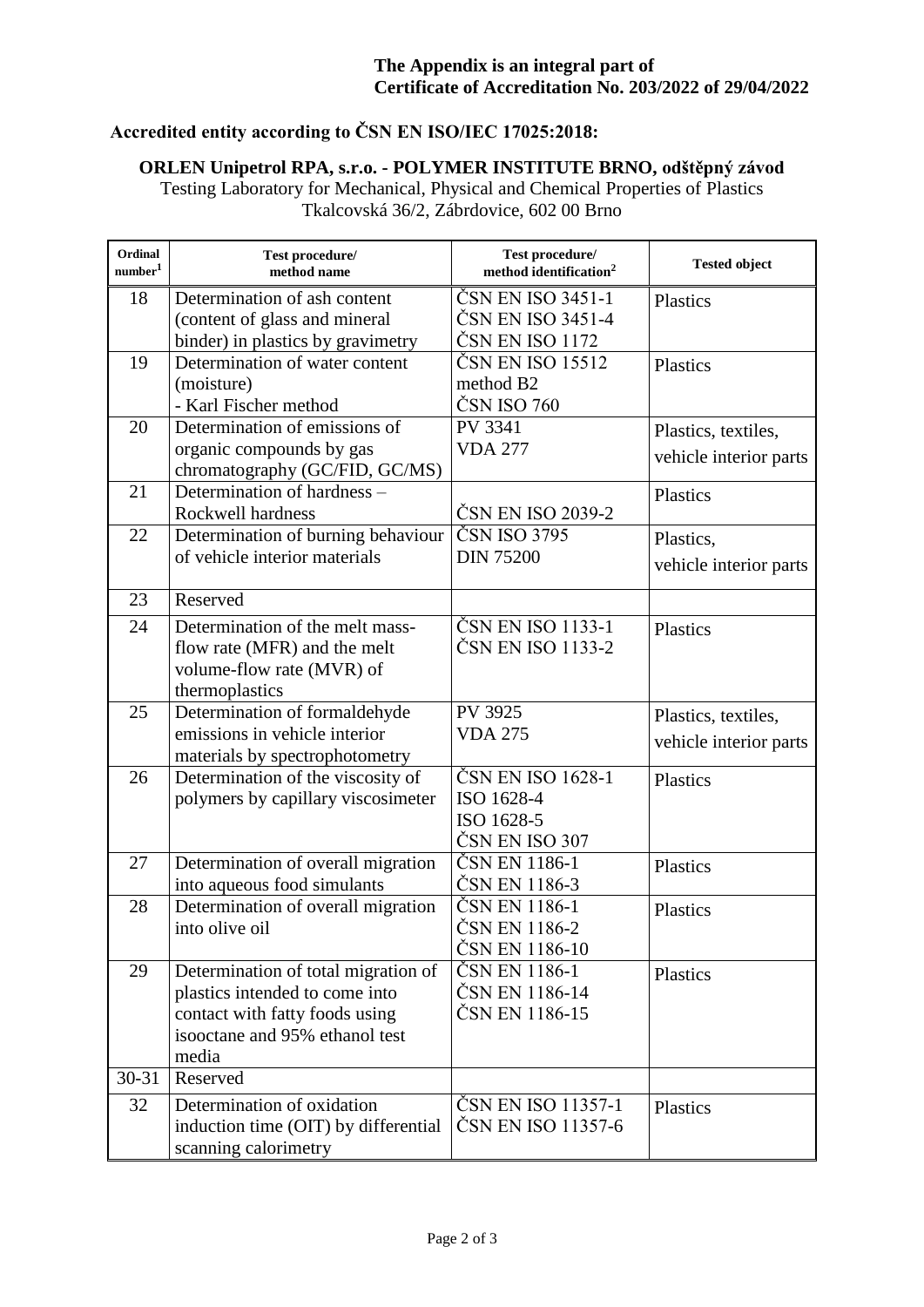**The Appendix is an integral part of Certificate of Accreditation No. 203/2022 of 29/04/2022**

**Accredited entity according to ČSN EN ISO/IEC 17025:2018:**

**ORLEN Unipetrol RPA, s.r.o. - POLYMER INSTITUTE BRNO, odštěpný závod**
Testing Laboratory for Mechanical, Physical and Chemical Properties of Plastics
Tkalcovská 36/2, Zábrdovice, 602 00 Brno

| Ordinal number[1] | Test procedure/ method name | Test procedure/ method identification[2] | Tested object |
|---|---|---|---|
| 18 | Determination of ash content (content of glass and mineral binder) in plastics by gravimetry | ČSN EN ISO 3451-1<br>ČSN EN ISO 3451-4<br>ČSN EN ISO 1172 | Plastics |
| 19 | Determination of water content (moisture)<br>- Karl Fischer method | ČSN EN ISO 15512 method B2<br>ČSN ISO 760 | Plastics |
| 20 | Determination of emissions of organic compounds by gas chromatography (GC/FID, GC/MS) | PV 3341<br>VDA 277 | Plastics, textiles, vehicle interior parts |
| 21 | Determination of hardness – Rockwell hardness | ČSN EN ISO 2039-2 | Plastics |
| 22 | Determination of burning behaviour of vehicle interior materials | ČSN ISO 3795<br>DIN 75200 | Plastics, vehicle interior parts |
| 23 | Reserved | | |
| 24 | Determination of the melt mass-flow rate (MFR) and the melt volume-flow rate (MVR) of thermoplastics | ČSN EN ISO 1133-1<br>ČSN EN ISO 1133-2 | Plastics |
| 25 | Determination of formaldehyde emissions in vehicle interior materials by spectrophotometry | PV 3925<br>VDA 275 | Plastics, textiles, vehicle interior parts |
| 26 | Determination of the viscosity of polymers by capillary viscosimeter | ČSN EN ISO 1628-1<br>ISO 1628-4<br>ISO 1628-5<br>ČSN EN ISO 307 | Plastics |
| 27 | Determination of overall migration into aqueous food simulants | ČSN EN 1186-1<br>ČSN EN 1186-3 | Plastics |
| 28 | Determination of overall migration into olive oil | ČSN EN 1186-1<br>ČSN EN 1186-2<br>ČSN EN 1186-10 | Plastics |
| 29 | Determination of total migration of plastics intended to come into contact with fatty foods using isooctane and 95% ethanol test media | ČSN EN 1186-1<br>ČSN EN 1186-14<br>ČSN EN 1186-15 | Plastics |
| 30-31 | Reserved | | |
| 32 | Determination of oxidation induction time (OIT) by differential scanning calorimetry | ČSN EN ISO 11357-1<br>ČSN EN ISO 11357-6 | Plastics |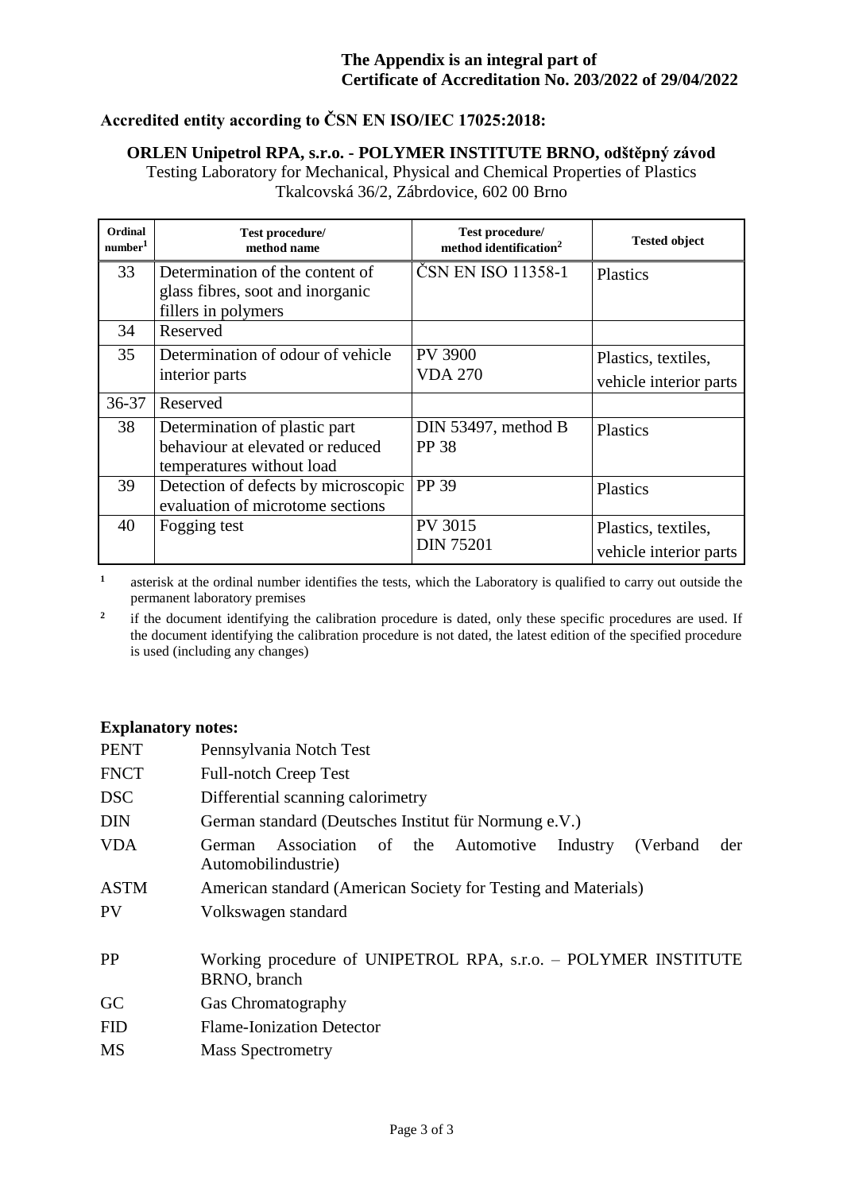**The Appendix is an integral part of**
**Certificate of Accreditation No. 203/2022 of 29/04/2022**

**Accredited entity according to ČSN EN ISO/IEC 17025:2018:**

**ORLEN Unipetrol RPA, s.r.o. - POLYMER INSTITUTE BRNO, odštěpný závod**
Testing Laboratory for Mechanical, Physical and Chemical Properties of Plastics
Tkalcovská 36/2, Zábrdovice, 602 00 Brno

| Ordinal number[1] | Test procedure/ method name | Test procedure/ method identification[2] | Tested object |
|---|---|---|---|
| 33 | Determination of the content of glass fibres, soot and inorganic fillers in polymers | ČSN EN ISO 11358-1 | Plastics |
| 34 | Reserved | | |
| 35 | Determination of odour of vehicle interior parts | PV 3900 VDA 270 | Plastics, textiles, vehicle interior parts |
| 36-37 | Reserved | | |
| 38 | Determination of plastic part behaviour at elevated or reduced temperatures without load | DIN 53497, method B PP 38 | Plastics |
| 39 | Detection of defects by microscopic evaluation of microtome sections | PP 39 | Plastics |
| 40 | Fogging test | PV 3015 DIN 75201 | Plastics, textiles, vehicle interior parts |

[1] asterisk at the ordinal number identifies the tests, which the Laboratory is qualified to carry out outside the permanent laboratory premises

[2] if the document identifying the calibration procedure is dated, only these specific procedures are used. If the document identifying the calibration procedure is not dated, the latest edition of the specified procedure is used (including any changes)

**Explanatory notes:**

| | |
|---|---|
| PENT | Pennsylvania Notch Test |
| FNCT | Full-notch Creep Test |
| DSC | Differential scanning calorimetry |
| DIN | German standard (Deutsches Institut für Normung e.V.) |
| VDA | German Association of the Automotive Industry (Verband der Automobilindustrie) |
| ASTM | American standard (American Society for Testing and Materials) |
| PV | Volkswagen standard |
| PP | Working procedure of UNIPETROL RPA, s.r.o. – POLYMER INSTITUTE BRNO, branch |
| GC | Gas Chromatography |
| FID | Flame-Ionization Detector |
| MS | Mass Spectrometry |